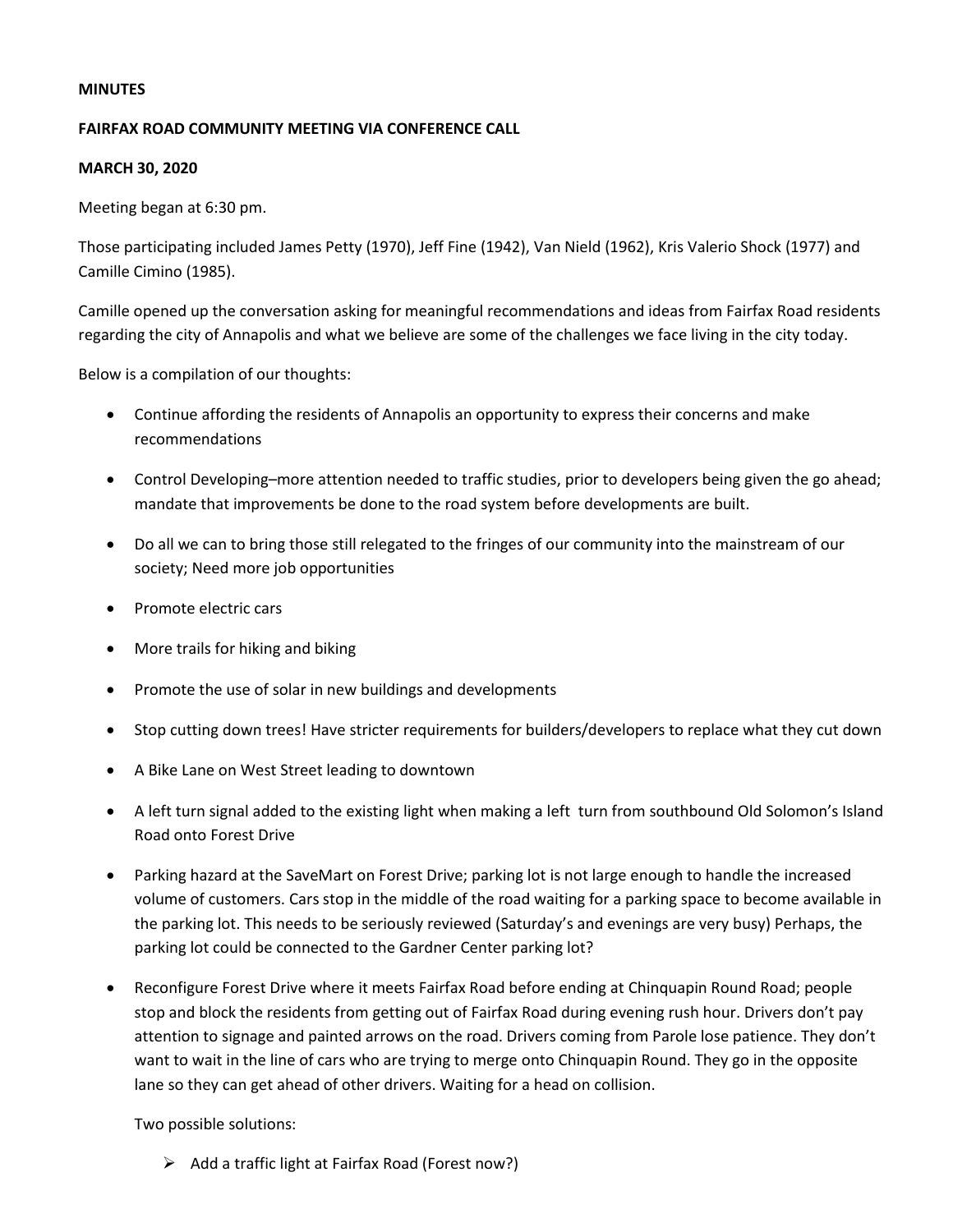**MINUTES**

**FAIRFAX ROAD COMMUNITY MEETING VIA CONFERENCE CALL**

**MARCH 30, 2020**

Meeting began at 6:30 pm.

Those participating included James Petty (1970), Jeff Fine (1942), Van Nield (1962), Kris Valerio Shock (1977) and Camille Cimino (1985).

Camille opened up the conversation asking for meaningful recommendations and ideas from Fairfax Road residents regarding the city of Annapolis and what we believe are some of the challenges we face living in the city today.

Below is a compilation of our thoughts:

- Continue affording the residents of Annapolis an opportunity to express their concerns and make recommendations
- Control Developing–more attention needed to traffic studies, prior to developers being given the go ahead; mandate that improvements be done to the road system before developments are built.
- Do all we can to bring those still relegated to the fringes of our community into the mainstream of our society; Need more job opportunities
- Promote electric cars
- More trails for hiking and biking
- Promote the use of solar in new buildings and developments
- Stop cutting down trees! Have stricter requirements for builders/developers to replace what they cut down
- A Bike Lane on West Street leading to downtown
- A left turn signal added to the existing light when making a left turn from southbound Old Solomon's Island Road onto Forest Drive
- Parking hazard at the SaveMart on Forest Drive; parking lot is not large enough to handle the increased volume of customers. Cars stop in the middle of the road waiting for a parking space to become available in the parking lot. This needs to be seriously reviewed (Saturday's and evenings are very busy) Perhaps, the parking lot could be connected to the Gardner Center parking lot?
- Reconfigure Forest Drive where it meets Fairfax Road before ending at Chinquapin Round Road; people stop and block the residents from getting out of Fairfax Road during evening rush hour. Drivers don't pay attention to signage and painted arrows on the road. Drivers coming from Parole lose patience. They don't want to wait in the line of cars who are trying to merge onto Chinquapin Round. They go in the opposite lane so they can get ahead of other drivers. Waiting for a head on collision.

  Two possible solutions:

  - Add a traffic light at Fairfax Road (Forest now?)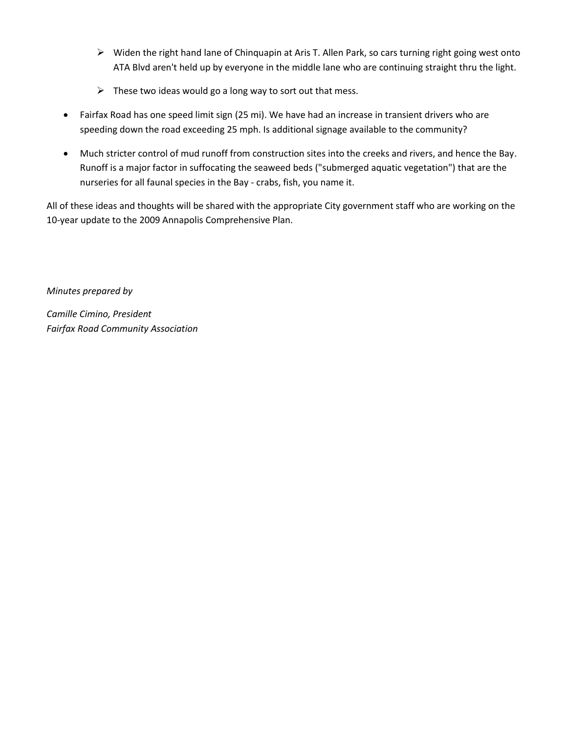- Widen the right hand lane of Chinquapin at Aris T. Allen Park, so cars turning right going west onto ATA Blvd aren't held up by everyone in the middle lane who are continuing straight thru the light.
    - These two ideas would go a long way to sort out that mess.
- Fairfax Road has one speed limit sign (25 mi). We have had an increase in transient drivers who are speeding down the road exceeding 25 mph. Is additional signage available to the community?
- Much stricter control of mud runoff from construction sites into the creeks and rivers, and hence the Bay. Runoff is a major factor in suffocating the seaweed beds ("submerged aquatic vegetation") that are the nurseries for all faunal species in the Bay - crabs, fish, you name it.

All of these ideas and thoughts will be shared with the appropriate City government staff who are working on the 10-year update to the 2009 Annapolis Comprehensive Plan.

*Minutes prepared by*

*Camille Cimino, President*
*Fairfax Road Community Association*